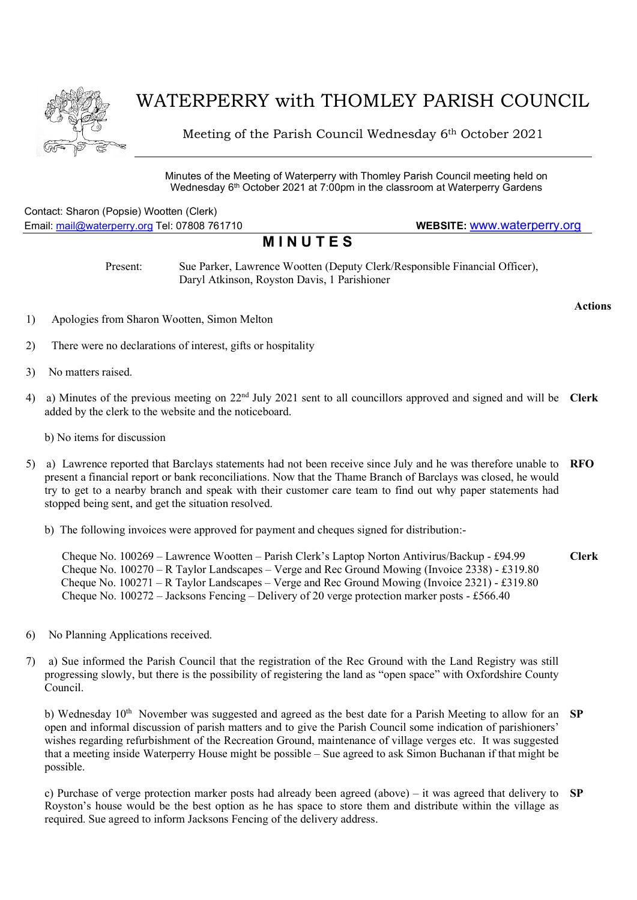# WATERPERRY with THOMLEY PARISH COUNCIL

Meeting of the Parish Council Wednesday 6th October 2021

Minutes of the Meeting of Waterperry with Thomley Parish Council meeting held on Wednesday 6th October 2021 at 7:00pm in the classroom at Waterperry Gardens

Contact: Sharon (Popsie) Wootten (Clerk)
Email: mail@waterperry.org Tel: 07808 761710 **WEBSITE:** www.waterperry.org

## MINUTES

Present: Sue Parker, Lawrence Wootten (Deputy Clerk/Responsible Financial Officer), Daryl Atkinson, Royston Davis, 1 Parishioner

**Actions**

1) Apologies from Sharon Wootten, Simon Melton

2) There were no declarations of interest, gifts or hospitality

3) No matters raised.

4) a) Minutes of the previous meeting on 22nd July 2021 sent to all councillors approved and signed and will be added by the clerk to the website and the noticeboard. **Clerk**

   b) No items for discussion

5) a) Lawrence reported that Barclays statements had not been receive since July and he was therefore unable to present a financial report or bank reconciliations. Now that the Thame Branch of Barclays was closed, he would try to get to a nearby branch and speak with their customer care team to find out why paper statements had stopped being sent, and get the situation resolved. **RFO**

   b) The following invoices were approved for payment and cheques signed for distribution:- **Clerk**

   Cheque No. 100269 – Lawrence Wootten – Parish Clerk's Laptop Norton Antivirus/Backup - £94.99
   Cheque No. 100270 – R Taylor Landscapes – Verge and Rec Ground Mowing (Invoice 2338) - £319.80
   Cheque No. 100271 – R Taylor Landscapes – Verge and Rec Ground Mowing (Invoice 2321) - £319.80
   Cheque No. 100272 – Jacksons Fencing – Delivery of 20 verge protection marker posts - £566.40

6) No Planning Applications received.

7) a) Sue informed the Parish Council that the registration of the Rec Ground with the Land Registry was still progressing slowly, but there is the possibility of registering the land as "open space" with Oxfordshire County Council.

   b) Wednesday 10th November was suggested and agreed as the best date for a Parish Meeting to allow for an open and informal discussion of parish matters and to give the Parish Council some indication of parishioners' wishes regarding refurbishment of the Recreation Ground, maintenance of village verges etc. It was suggested that a meeting inside Waterperry House might be possible – Sue agreed to ask Simon Buchanan if that might be possible. **SP**

   c) Purchase of verge protection marker posts had already been agreed (above) – it was agreed that delivery to Royston's house would be the best option as he has space to store them and distribute within the village as required. Sue agreed to inform Jacksons Fencing of the delivery address. **SP**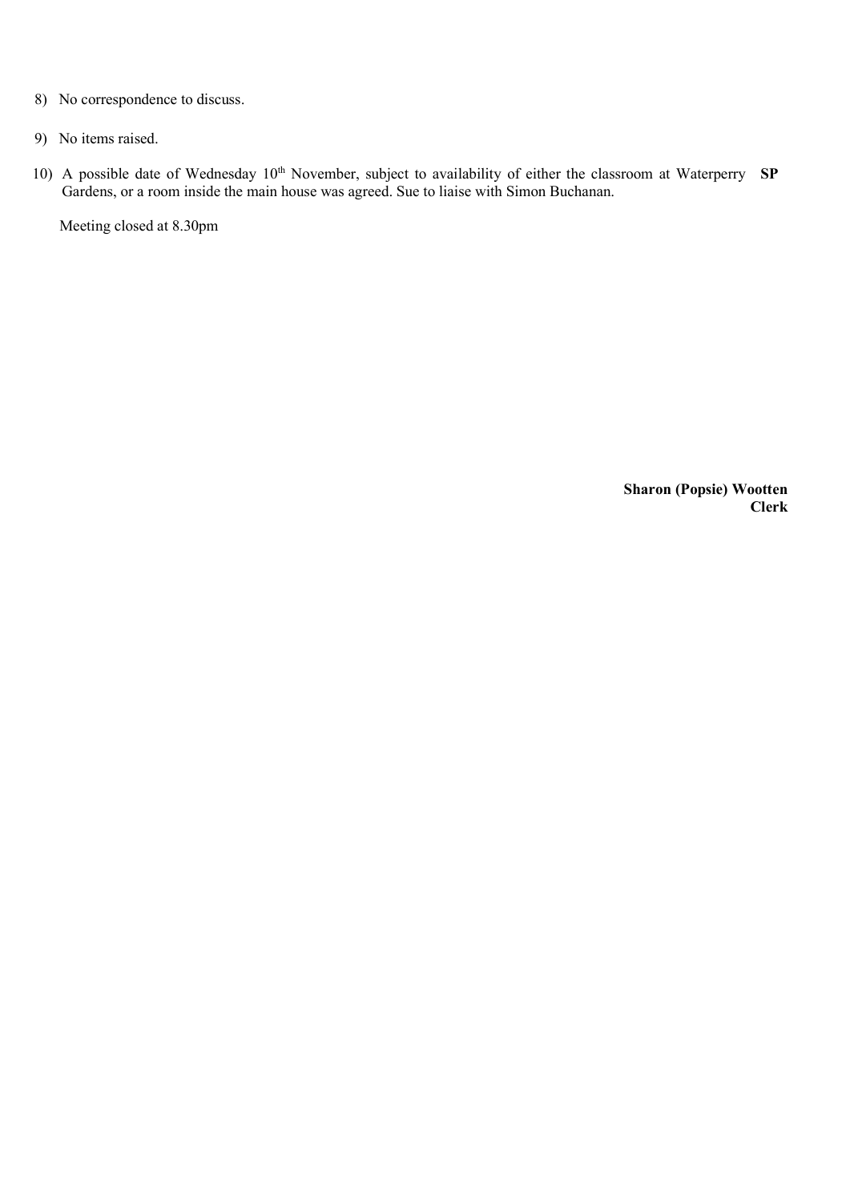8) No correspondence to discuss.

9) No items raised.

10) A possible date of Wednesday 10th November, subject to availability of either the classroom at Waterperry Gardens, or a room inside the main house was agreed. Sue to liaise with Simon Buchanan. **SP**

Meeting closed at 8.30pm

**Sharon (Popsie) Wootten**
**Clerk**